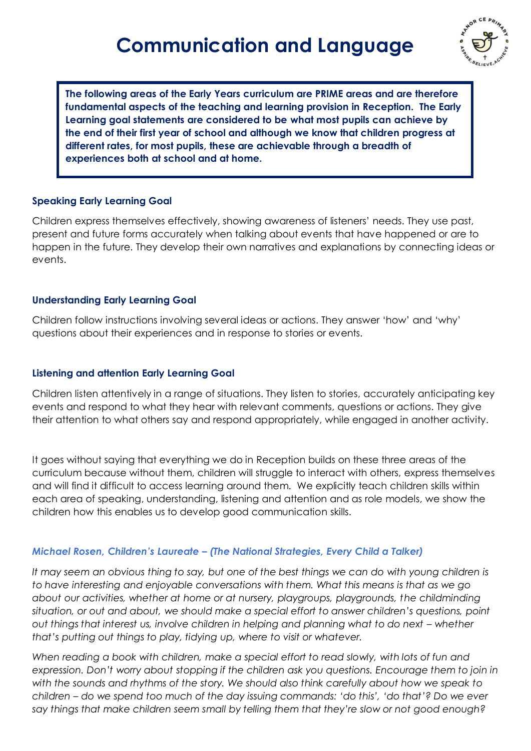# Communication and Language

**The following areas of the Early Years curriculum are PRIME areas and are therefore fundamental aspects of the teaching and learning provision in Reception. The Early Learning goal statements are considered to be what most pupils can achieve by the end of their first year of school and although we know that children progress at different rates, for most pupils, these are achievable through a breadth of experiences both at school and at home.**

### Speaking Early Learning Goal

Children express themselves effectively, showing awareness of listeners' needs. They use past, present and future forms accurately when talking about events that have happened or are to happen in the future. They develop their own narratives and explanations by connecting ideas or events.

### Understanding Early Learning Goal

Children follow instructions involving several ideas or actions. They answer 'how' and 'why' questions about their experiences and in response to stories or events.

### Listening and attention Early Learning Goal

Children listen attentively in a range of situations. They listen to stories, accurately anticipating key events and respond to what they hear with relevant comments, questions or actions. They give their attention to what others say and respond appropriately, while engaged in another activity.

It goes without saying that everything we do in Reception builds on these three areas of the curriculum because without them, children will struggle to interact with others, express themselves and will find it difficult to access learning around them. We explicitly teach children skills within each area of speaking, understanding, listening and attention and as role models, we show the children how this enables us to develop good communication skills.

### *Michael Rosen, Children's Laureate – (The National Strategies, Every Child a Talker)*

*It may seem an obvious thing to say, but one of the best things we can do with young children is to have interesting and enjoyable conversations with them. What this means is that as we go about our activities, whether at home or at nursery, playgroups, playgrounds, the childminding situation, or out and about, we should make a special effort to answer children's questions, point out things that interest us, involve children in helping and planning what to do next – whether that's putting out things to play, tidying up, where to visit or whatever.*

*When reading a book with children, make a special effort to read slowly, with lots of fun and expression. Don't worry about stopping if the children ask you questions. Encourage them to join in with the sounds and rhythms of the story. We should also think carefully about how we speak to children – do we spend too much of the day issuing commands: 'do this', 'do that'? Do we ever say things that make children seem small by telling them that they're slow or not good enough?*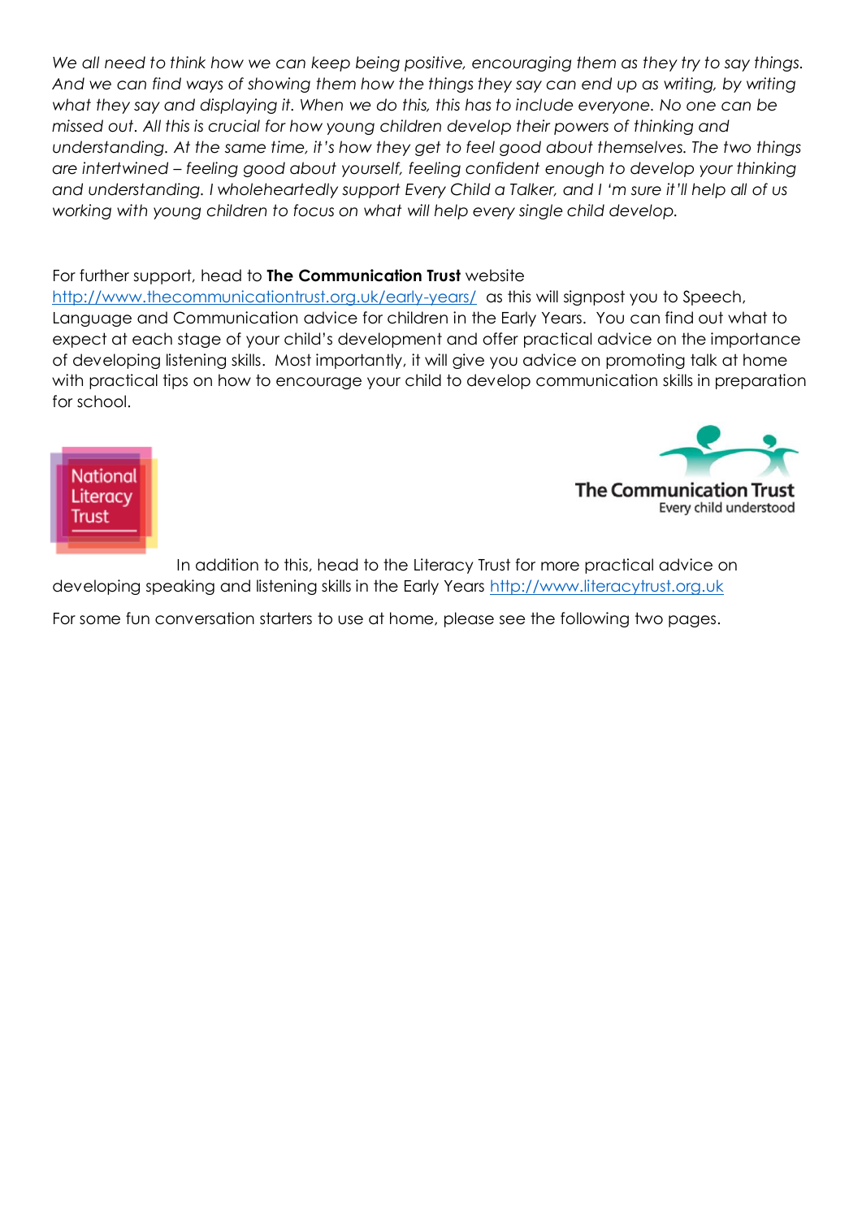*We all need to think how we can keep being positive, encouraging them as they try to say things. And we can find ways of showing them how the things they say can end up as writing, by writing what they say and displaying it. When we do this, this has to include everyone. No one can be missed out. All this is crucial for how young children develop their powers of thinking and understanding. At the same time, it's how they get to feel good about themselves. The two things are intertwined – feeling good about yourself, feeling confident enough to develop your thinking and understanding. I wholeheartedly support Every Child a Talker, and I 'm sure it'll help all of us working with young children to focus on what will help every single child develop.*

For further support, head to **The Communication Trust** website http://www.thecommunicationtrust.org.uk/early-years/ as this will signpost you to Speech, Language and Communication advice for children in the Early Years. You can find out what to expect at each stage of your child's development and offer practical advice on the importance of developing listening skills. Most importantly, it will give you advice on promoting talk at home with practical tips on how to encourage your child to develop communication skills in preparation for school.

National Literacy Trust

The Communication Trust
Every child understood

In addition to this, head to the Literacy Trust for more practical advice on developing speaking and listening skills in the Early Years http://www.literacytrust.org.uk

For some fun conversation starters to use at home, please see the following two pages.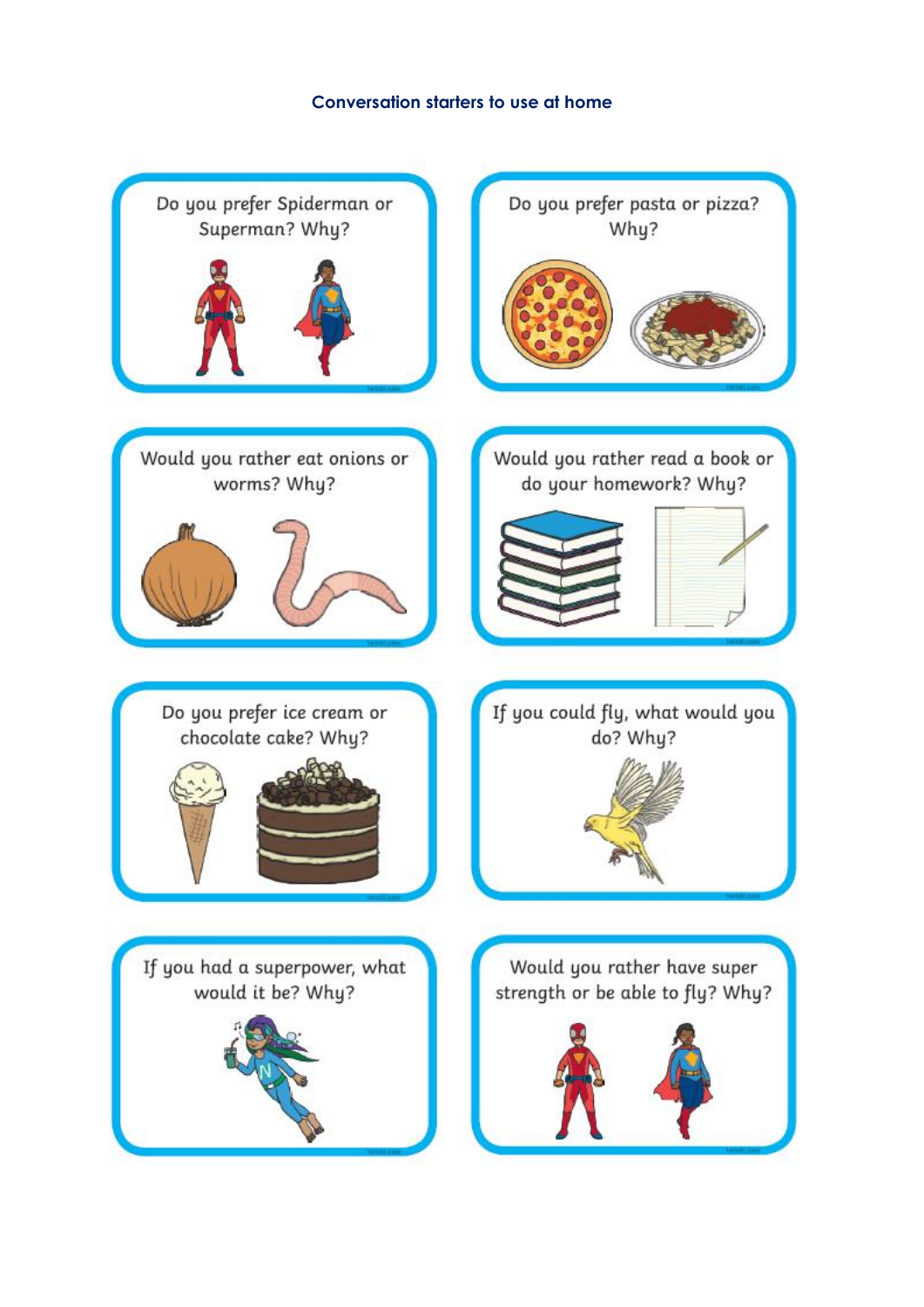## Conversation starters to use at home

Do you prefer Spiderman or Superman? Why?

Do you prefer pasta or pizza? Why?

Would you rather eat onions or worms? Why?

Would you rather read a book or do your homework? Why?

Do you prefer ice cream or chocolate cake? Why?

If you could fly, what would you do? Why?

If you had a superpower, what would it be? Why?

Would you rather have super strength or be able to fly? Why?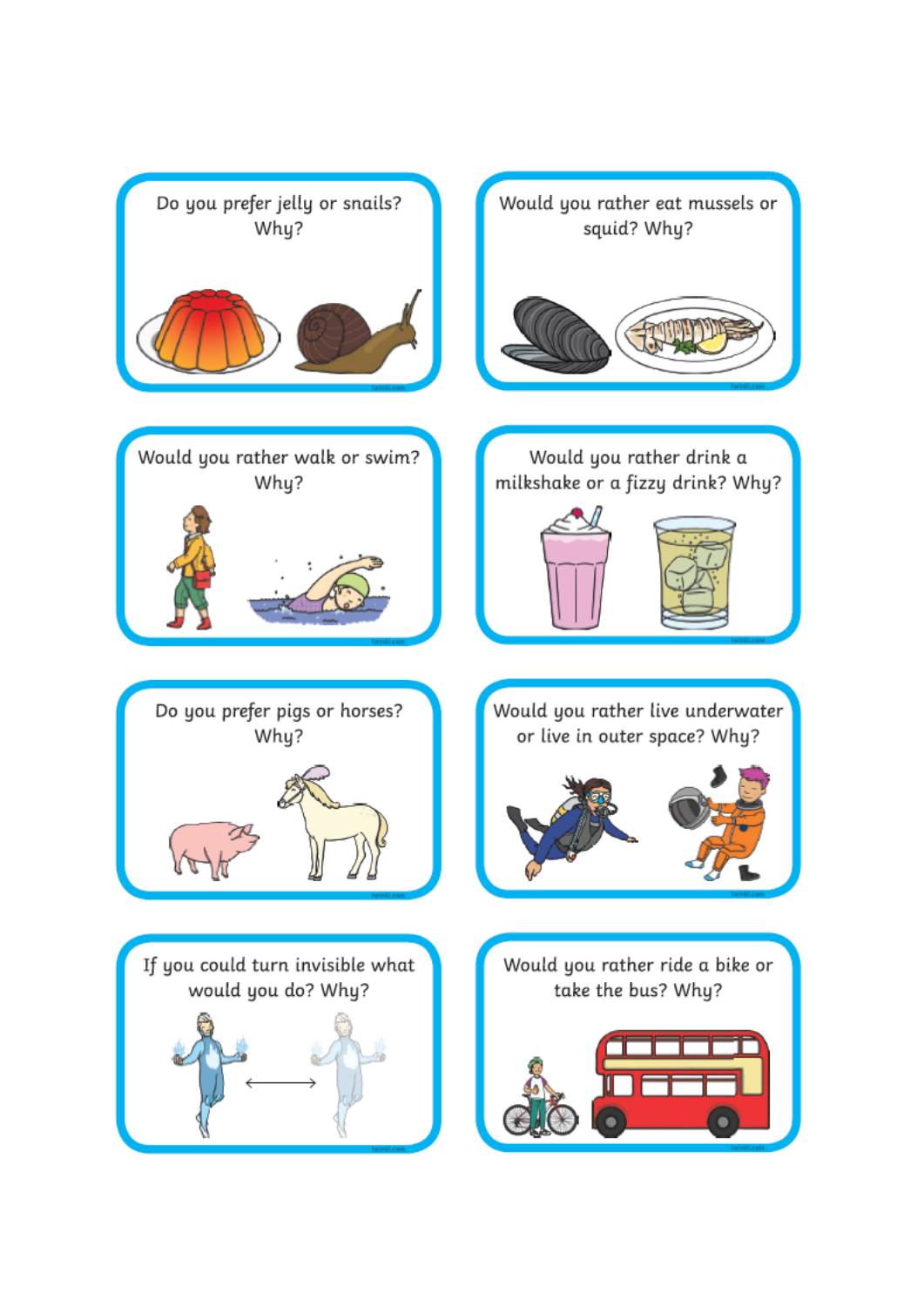Do you prefer jelly or snails? Why?

Would you rather eat mussels or squid? Why?

Would you rather walk or swim? Why?

Would you rather drink a milkshake or a fizzy drink? Why?

Do you prefer pigs or horses? Why?

Would you rather live underwater or live in outer space? Why?

If you could turn invisible what would you do? Why?

Would you rather ride a bike or take the bus? Why?